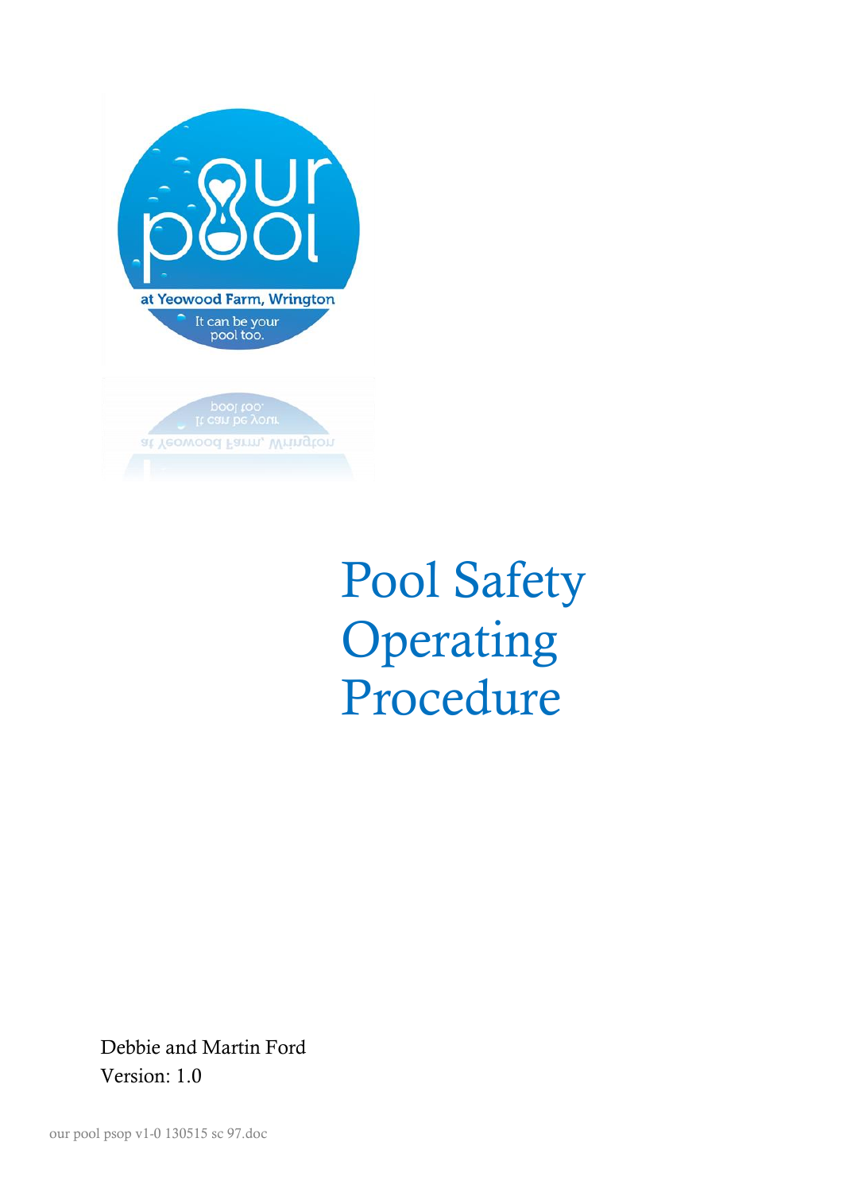# Pool Safety Operating Procedure

Debbie and Martin Ford
Version: 1.0

our pool psop v1-0 130515 sc 97.doc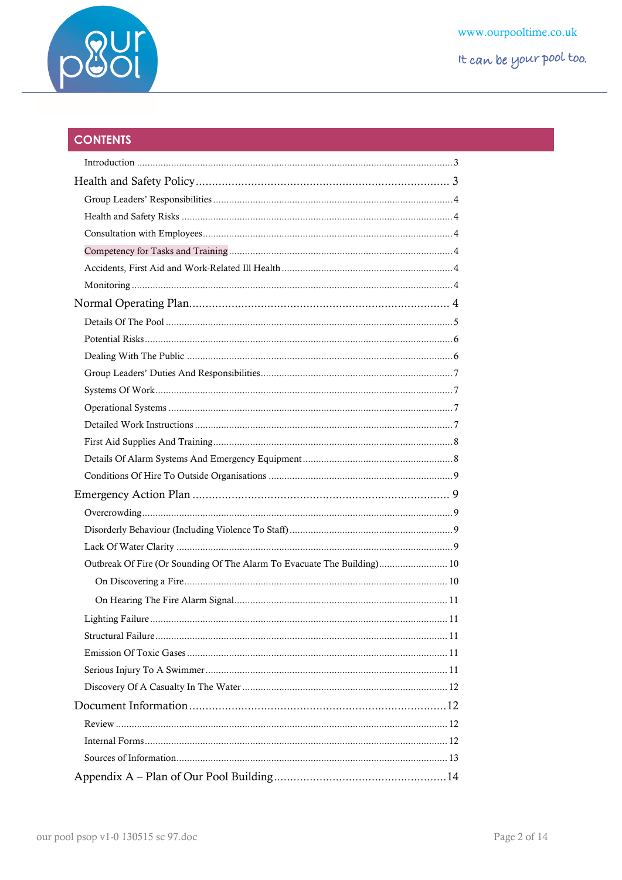## CONTENTS

Introduction ........ 3

Health and Safety Policy ........ 3

- Group Leaders' Responsibilities ........ 4
- Health and Safety Risks ........ 4
- Consultation with Employees ........ 4
- Competency for Tasks and Training ........ 4
- Accidents, First Aid and Work-Related Ill Health ........ 4
- Monitoring ........ 4

Normal Operating Plan ........ 4

- Details Of The Pool ........ 5
- Potential Risks ........ 6
- Dealing With The Public ........ 6
- Group Leaders' Duties And Responsibilities ........ 7
- Systems Of Work ........ 7
- Operational Systems ........ 7
- Detailed Work Instructions ........ 7
- First Aid Supplies And Training ........ 8
- Details Of Alarm Systems And Emergency Equipment ........ 8
- Conditions Of Hire To Outside Organisations ........ 9

Emergency Action Plan ........ 9

- Overcrowding ........ 9
- Disorderly Behaviour (Including Violence To Staff) ........ 9
- Lack Of Water Clarity ........ 9
- Outbreak Of Fire (Or Sounding Of The Alarm To Evacuate The Building) ........ 10
  - On Discovering a Fire ........ 10
  - On Hearing The Fire Alarm Signal ........ 11
- Lighting Failure ........ 11
- Structural Failure ........ 11
- Emission Of Toxic Gases ........ 11
- Serious Injury To A Swimmer ........ 11
- Discovery Of A Casualty In The Water ........ 12

Document Information ........ 12

- Review ........ 12
- Internal Forms ........ 12
- Sources of Information ........ 13

Appendix A – Plan of Our Pool Building ........ 14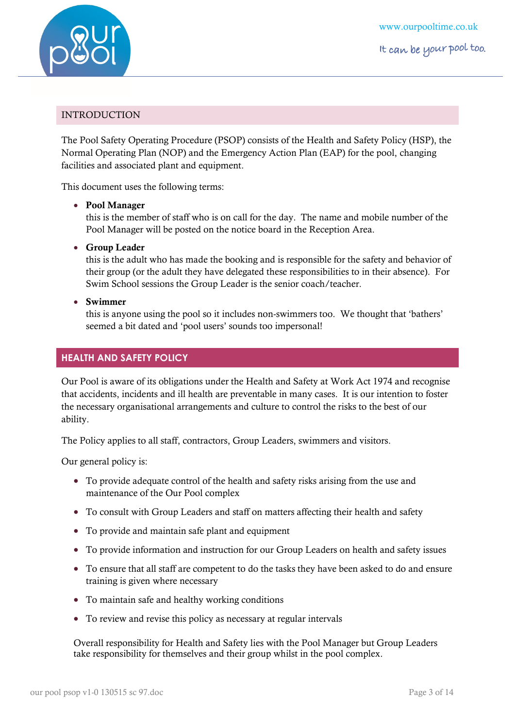## INTRODUCTION

The Pool Safety Operating Procedure (PSOP) consists of the Health and Safety Policy (HSP), the Normal Operating Plan (NOP) and the Emergency Action Plan (EAP) for the pool, changing facilities and associated plant and equipment.

This document uses the following terms:

- **Pool Manager**
  this is the member of staff who is on call for the day. The name and mobile number of the Pool Manager will be posted on the notice board in the Reception Area.
- **Group Leader**
  this is the adult who has made the booking and is responsible for the safety and behavior of their group (or the adult they have delegated these responsibilities to in their absence). For Swim School sessions the Group Leader is the senior coach/teacher.
- **Swimmer**
  this is anyone using the pool so it includes non-swimmers too. We thought that 'bathers' seemed a bit dated and 'pool users' sounds too impersonal!

## HEALTH AND SAFETY POLICY

Our Pool is aware of its obligations under the Health and Safety at Work Act 1974 and recognise that accidents, incidents and ill health are preventable in many cases. It is our intention to foster the necessary organisational arrangements and culture to control the risks to the best of our ability.

The Policy applies to all staff, contractors, Group Leaders, swimmers and visitors.

Our general policy is:

- To provide adequate control of the health and safety risks arising from the use and maintenance of the Our Pool complex
- To consult with Group Leaders and staff on matters affecting their health and safety
- To provide and maintain safe plant and equipment
- To provide information and instruction for our Group Leaders on health and safety issues
- To ensure that all staff are competent to do the tasks they have been asked to do and ensure training is given where necessary
- To maintain safe and healthy working conditions
- To review and revise this policy as necessary at regular intervals

Overall responsibility for Health and Safety lies with the Pool Manager but Group Leaders take responsibility for themselves and their group whilst in the pool complex.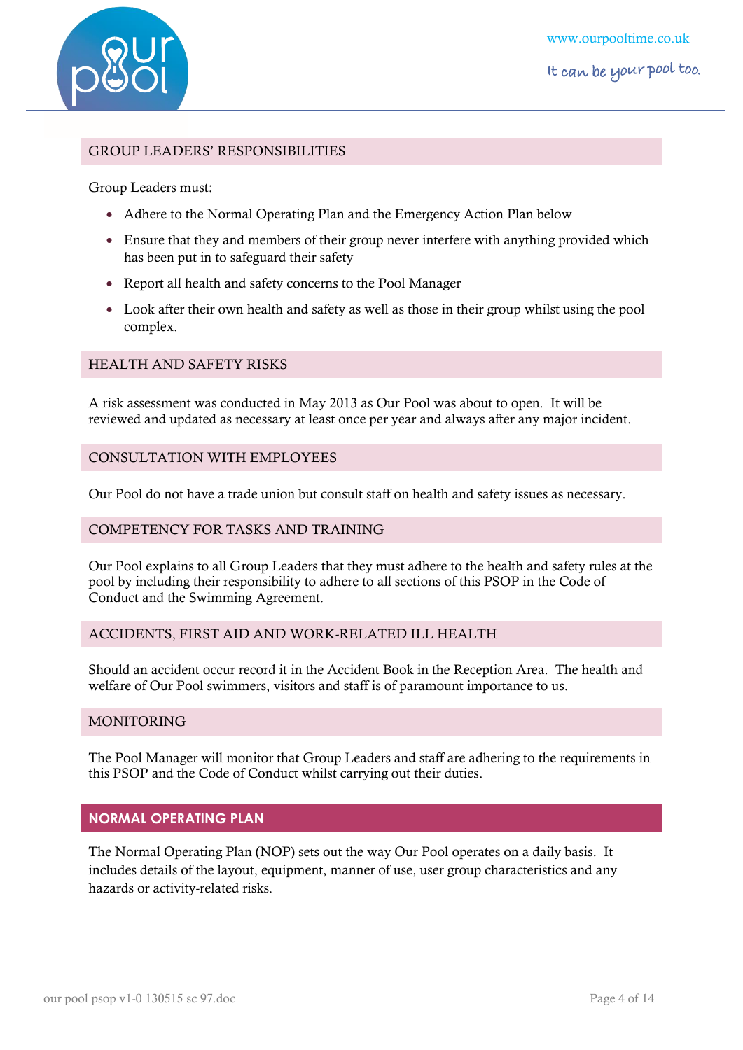## GROUP LEADERS' RESPONSIBILITIES

Group Leaders must:

- Adhere to the Normal Operating Plan and the Emergency Action Plan below
- Ensure that they and members of their group never interfere with anything provided which has been put in to safeguard their safety
- Report all health and safety concerns to the Pool Manager
- Look after their own health and safety as well as those in their group whilst using the pool complex.

## HEALTH AND SAFETY RISKS

A risk assessment was conducted in May 2013 as Our Pool was about to open. It will be reviewed and updated as necessary at least once per year and always after any major incident.

## CONSULTATION WITH EMPLOYEES

Our Pool do not have a trade union but consult staff on health and safety issues as necessary.

## COMPETENCY FOR TASKS AND TRAINING

Our Pool explains to all Group Leaders that they must adhere to the health and safety rules at the pool by including their responsibility to adhere to all sections of this PSOP in the Code of Conduct and the Swimming Agreement.

## ACCIDENTS, FIRST AID AND WORK-RELATED ILL HEALTH

Should an accident occur record it in the Accident Book in the Reception Area. The health and welfare of Our Pool swimmers, visitors and staff is of paramount importance to us.

## MONITORING

The Pool Manager will monitor that Group Leaders and staff are adhering to the requirements in this PSOP and the Code of Conduct whilst carrying out their duties.

# NORMAL OPERATING PLAN

The Normal Operating Plan (NOP) sets out the way Our Pool operates on a daily basis. It includes details of the layout, equipment, manner of use, user group characteristics and any hazards or activity-related risks.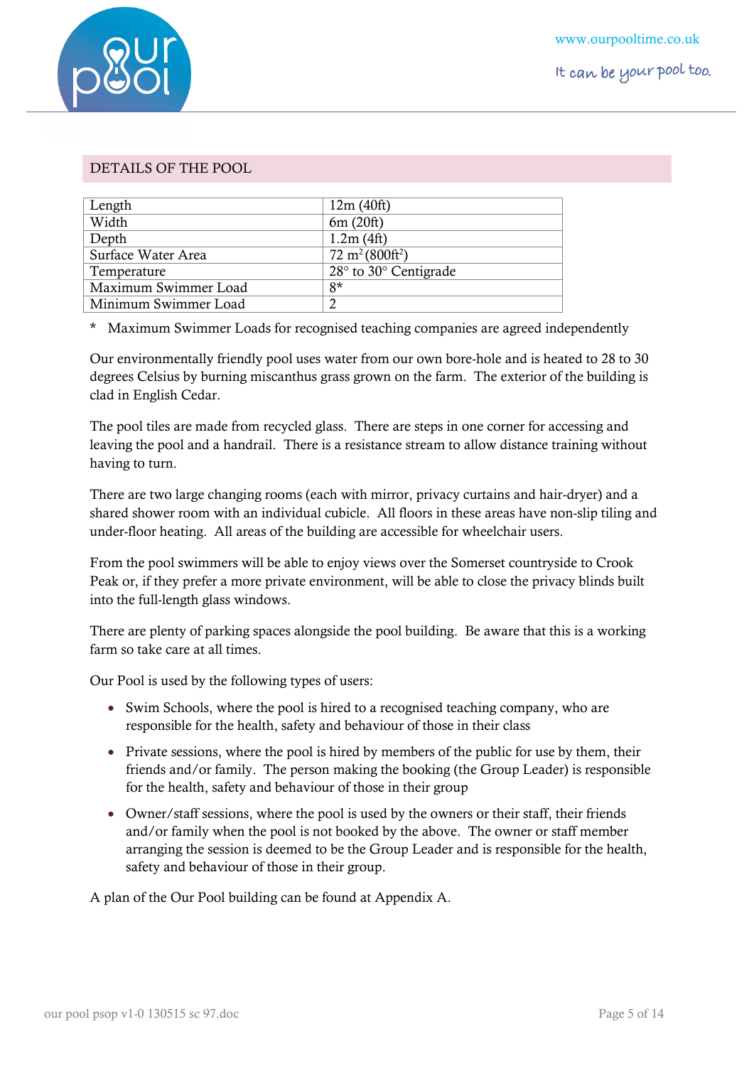## DETAILS OF THE POOL

| | |
|---|---|
| Length | 12m (40ft) |
| Width | 6m (20ft) |
| Depth | 1.2m (4ft) |
| Surface Water Area | 72 $m^2$ (800$ft^2$) |
| Temperature | 28° to 30° Centigrade |
| Maximum Swimmer Load | 8* |
| Minimum Swimmer Load | 2 |

\* Maximum Swimmer Loads for recognised teaching companies are agreed independently

Our environmentally friendly pool uses water from our own bore-hole and is heated to 28 to 30 degrees Celsius by burning miscanthus grass grown on the farm. The exterior of the building is clad in English Cedar.

The pool tiles are made from recycled glass. There are steps in one corner for accessing and leaving the pool and a handrail. There is a resistance stream to allow distance training without having to turn.

There are two large changing rooms (each with mirror, privacy curtains and hair-dryer) and a shared shower room with an individual cubicle. All floors in these areas have non-slip tiling and under-floor heating. All areas of the building are accessible for wheelchair users.

From the pool swimmers will be able to enjoy views over the Somerset countryside to Crook Peak or, if they prefer a more private environment, will be able to close the privacy blinds built into the full-length glass windows.

There are plenty of parking spaces alongside the pool building. Be aware that this is a working farm so take care at all times.

Our Pool is used by the following types of users:

- Swim Schools, where the pool is hired to a recognised teaching company, who are responsible for the health, safety and behaviour of those in their class
- Private sessions, where the pool is hired by members of the public for use by them, their friends and/or family. The person making the booking (the Group Leader) is responsible for the health, safety and behaviour of those in their group
- Owner/staff sessions, where the pool is used by the owners or their staff, their friends and/or family when the pool is not booked by the above. The owner or staff member arranging the session is deemed to be the Group Leader and is responsible for the health, safety and behaviour of those in their group.

A plan of the Our Pool building can be found at Appendix A.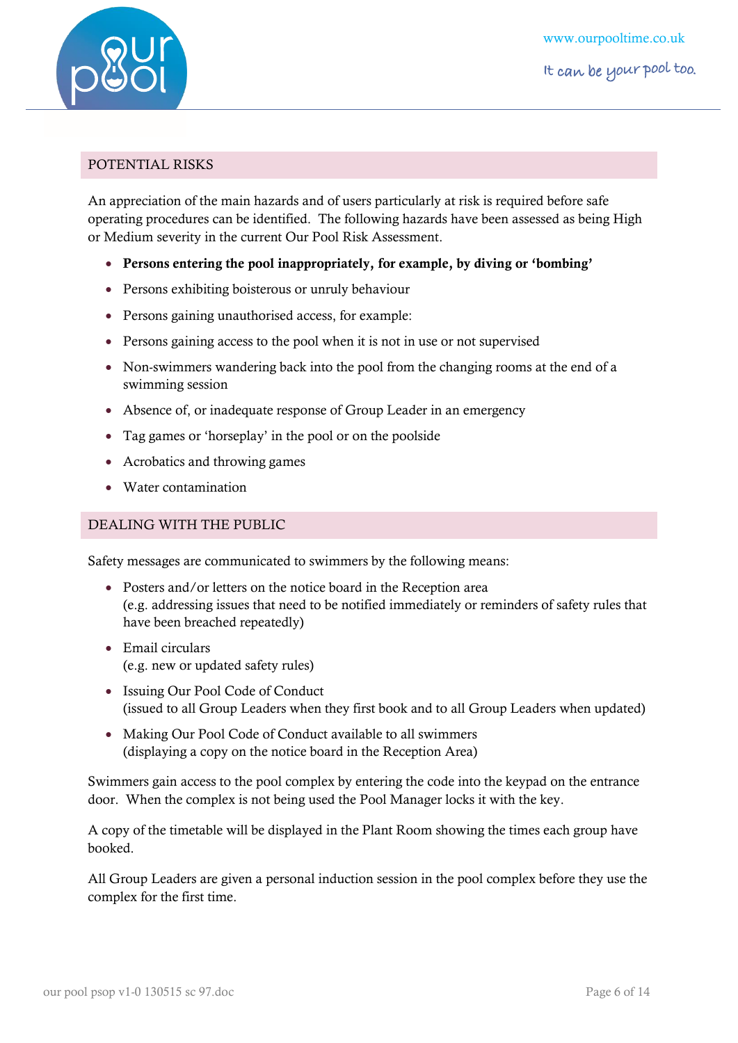## POTENTIAL RISKS

An appreciation of the main hazards and of users particularly at risk is required before safe operating procedures can be identified. The following hazards have been assessed as being High or Medium severity in the current Our Pool Risk Assessment.

- **Persons entering the pool inappropriately, for example, by diving or 'bombing'**
- Persons exhibiting boisterous or unruly behaviour
- Persons gaining unauthorised access, for example:
- Persons gaining access to the pool when it is not in use or not supervised
- Non-swimmers wandering back into the pool from the changing rooms at the end of a swimming session
- Absence of, or inadequate response of Group Leader in an emergency
- Tag games or 'horseplay' in the pool or on the poolside
- Acrobatics and throwing games
- Water contamination

## DEALING WITH THE PUBLIC

Safety messages are communicated to swimmers by the following means:

- Posters and/or letters on the notice board in the Reception area
  (e.g. addressing issues that need to be notified immediately or reminders of safety rules that have been breached repeatedly)
- Email circulars
  (e.g. new or updated safety rules)
- Issuing Our Pool Code of Conduct
  (issued to all Group Leaders when they first book and to all Group Leaders when updated)
- Making Our Pool Code of Conduct available to all swimmers
  (displaying a copy on the notice board in the Reception Area)

Swimmers gain access to the pool complex by entering the code into the keypad on the entrance door. When the complex is not being used the Pool Manager locks it with the key.

A copy of the timetable will be displayed in the Plant Room showing the times each group have booked.

All Group Leaders are given a personal induction session in the pool complex before they use the complex for the first time.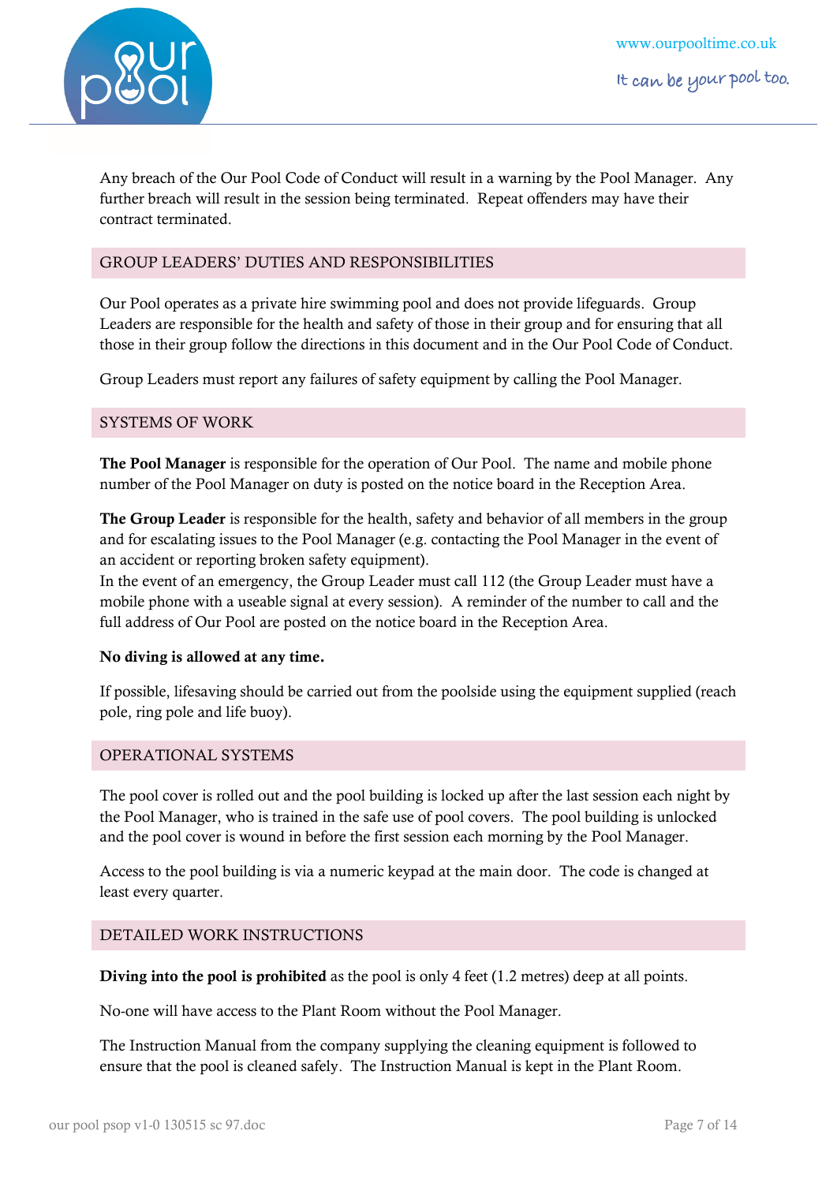Any breach of the Our Pool Code of Conduct will result in a warning by the Pool Manager. Any further breach will result in the session being terminated. Repeat offenders may have their contract terminated.

## GROUP LEADERS' DUTIES AND RESPONSIBILITIES

Our Pool operates as a private hire swimming pool and does not provide lifeguards. Group Leaders are responsible for the health and safety of those in their group and for ensuring that all those in their group follow the directions in this document and in the Our Pool Code of Conduct.

Group Leaders must report any failures of safety equipment by calling the Pool Manager.

## SYSTEMS OF WORK

**The Pool Manager** is responsible for the operation of Our Pool. The name and mobile phone number of the Pool Manager on duty is posted on the notice board in the Reception Area.

**The Group Leader** is responsible for the health, safety and behavior of all members in the group and for escalating issues to the Pool Manager (e.g. contacting the Pool Manager in the event of an accident or reporting broken safety equipment).
In the event of an emergency, the Group Leader must call 112 (the Group Leader must have a mobile phone with a useable signal at every session). A reminder of the number to call and the full address of Our Pool are posted on the notice board in the Reception Area.

**No diving is allowed at any time.**

If possible, lifesaving should be carried out from the poolside using the equipment supplied (reach pole, ring pole and life buoy).

## OPERATIONAL SYSTEMS

The pool cover is rolled out and the pool building is locked up after the last session each night by the Pool Manager, who is trained in the safe use of pool covers. The pool building is unlocked and the pool cover is wound in before the first session each morning by the Pool Manager.

Access to the pool building is via a numeric keypad at the main door. The code is changed at least every quarter.

## DETAILED WORK INSTRUCTIONS

**Diving into the pool is prohibited** as the pool is only 4 feet (1.2 metres) deep at all points.

No-one will have access to the Plant Room without the Pool Manager.

The Instruction Manual from the company supplying the cleaning equipment is followed to ensure that the pool is cleaned safely. The Instruction Manual is kept in the Plant Room.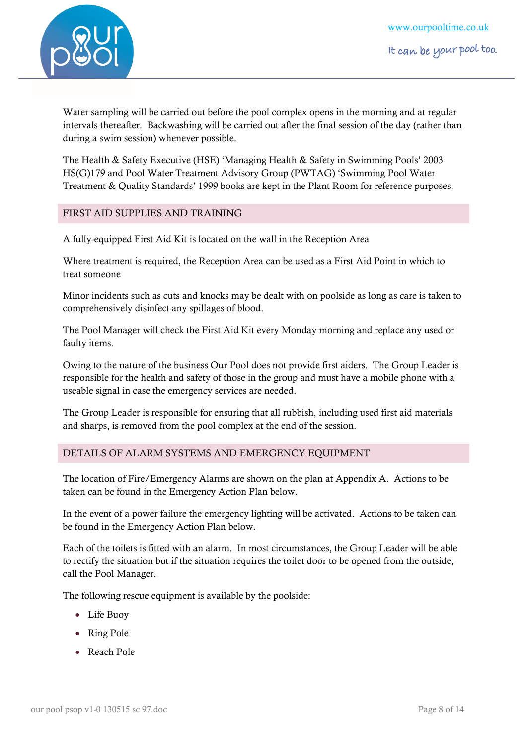Water sampling will be carried out before the pool complex opens in the morning and at regular intervals thereafter. Backwashing will be carried out after the final session of the day (rather than during a swim session) whenever possible.

The Health & Safety Executive (HSE) 'Managing Health & Safety in Swimming Pools' 2003 HS(G)179 and Pool Water Treatment Advisory Group (PWTAG) 'Swimming Pool Water Treatment & Quality Standards' 1999 books are kept in the Plant Room for reference purposes.

## FIRST AID SUPPLIES AND TRAINING

A fully-equipped First Aid Kit is located on the wall in the Reception Area

Where treatment is required, the Reception Area can be used as a First Aid Point in which to treat someone

Minor incidents such as cuts and knocks may be dealt with on poolside as long as care is taken to comprehensively disinfect any spillages of blood.

The Pool Manager will check the First Aid Kit every Monday morning and replace any used or faulty items.

Owing to the nature of the business Our Pool does not provide first aiders. The Group Leader is responsible for the health and safety of those in the group and must have a mobile phone with a useable signal in case the emergency services are needed.

The Group Leader is responsible for ensuring that all rubbish, including used first aid materials and sharps, is removed from the pool complex at the end of the session.

## DETAILS OF ALARM SYSTEMS AND EMERGENCY EQUIPMENT

The location of Fire/Emergency Alarms are shown on the plan at Appendix A. Actions to be taken can be found in the Emergency Action Plan below.

In the event of a power failure the emergency lighting will be activated. Actions to be taken can be found in the Emergency Action Plan below.

Each of the toilets is fitted with an alarm. In most circumstances, the Group Leader will be able to rectify the situation but if the situation requires the toilet door to be opened from the outside, call the Pool Manager.

The following rescue equipment is available by the poolside:

- Life Buoy
- Ring Pole
- Reach Pole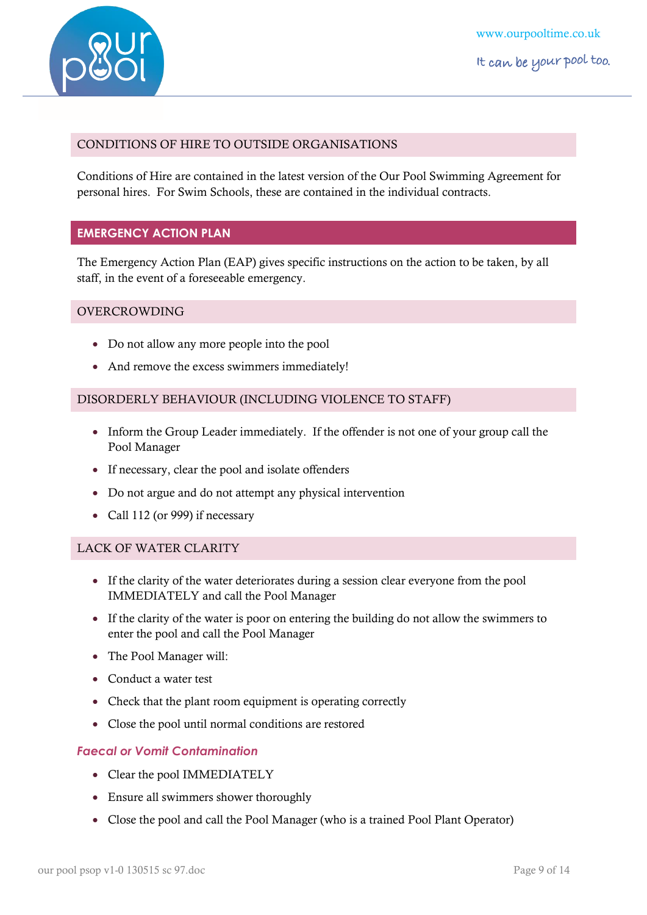## CONDITIONS OF HIRE TO OUTSIDE ORGANISATIONS

Conditions of Hire are contained in the latest version of the Our Pool Swimming Agreement for personal hires. For Swim Schools, these are contained in the individual contracts.

## EMERGENCY ACTION PLAN

The Emergency Action Plan (EAP) gives specific instructions on the action to be taken, by all staff, in the event of a foreseeable emergency.

### OVERCROWDING

- Do not allow any more people into the pool
- And remove the excess swimmers immediately!

### DISORDERLY BEHAVIOUR (INCLUDING VIOLENCE TO STAFF)

- Inform the Group Leader immediately. If the offender is not one of your group call the Pool Manager
- If necessary, clear the pool and isolate offenders
- Do not argue and do not attempt any physical intervention
- Call 112 (or 999) if necessary

### LACK OF WATER CLARITY

- If the clarity of the water deteriorates during a session clear everyone from the pool IMMEDIATELY and call the Pool Manager
- If the clarity of the water is poor on entering the building do not allow the swimmers to enter the pool and call the Pool Manager
- The Pool Manager will:
- Conduct a water test
- Check that the plant room equipment is operating correctly
- Close the pool until normal conditions are restored

#### *Faecal or Vomit Contamination*

- Clear the pool IMMEDIATELY
- Ensure all swimmers shower thoroughly
- Close the pool and call the Pool Manager (who is a trained Pool Plant Operator)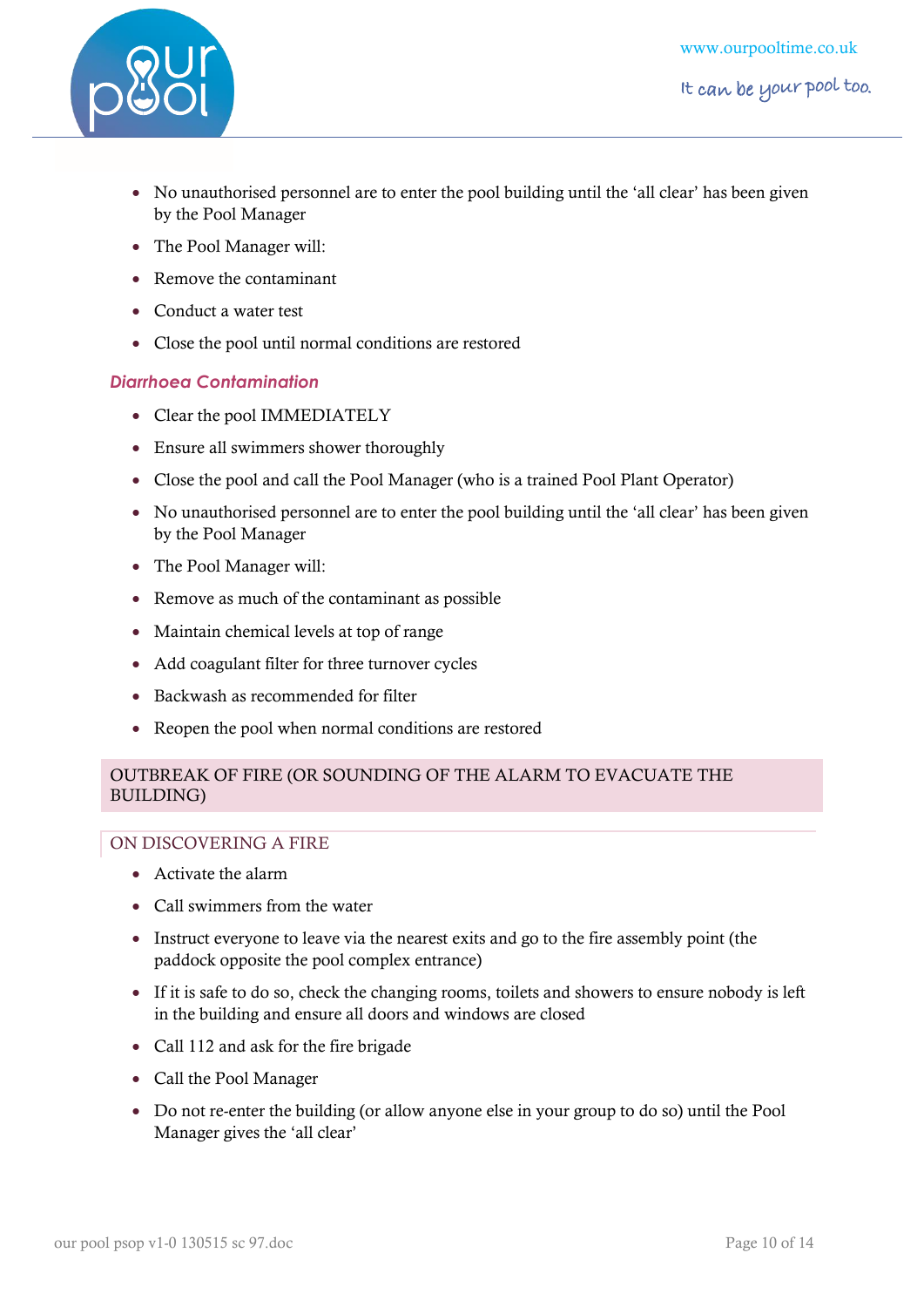- No unauthorised personnel are to enter the pool building until the 'all clear' has been given by the Pool Manager
- The Pool Manager will:
- Remove the contaminant
- Conduct a water test
- Close the pool until normal conditions are restored

### *Diarrhoea Contamination*

- Clear the pool IMMEDIATELY
- Ensure all swimmers shower thoroughly
- Close the pool and call the Pool Manager (who is a trained Pool Plant Operator)
- No unauthorised personnel are to enter the pool building until the 'all clear' has been given by the Pool Manager
- The Pool Manager will:
- Remove as much of the contaminant as possible
- Maintain chemical levels at top of range
- Add coagulant filter for three turnover cycles
- Backwash as recommended for filter
- Reopen the pool when normal conditions are restored

## OUTBREAK OF FIRE (OR SOUNDING OF THE ALARM TO EVACUATE THE BUILDING)

### ON DISCOVERING A FIRE

- Activate the alarm
- Call swimmers from the water
- Instruct everyone to leave via the nearest exits and go to the fire assembly point (the paddock opposite the pool complex entrance)
- If it is safe to do so, check the changing rooms, toilets and showers to ensure nobody is left in the building and ensure all doors and windows are closed
- Call 112 and ask for the fire brigade
- Call the Pool Manager
- Do not re-enter the building (or allow anyone else in your group to do so) until the Pool Manager gives the 'all clear'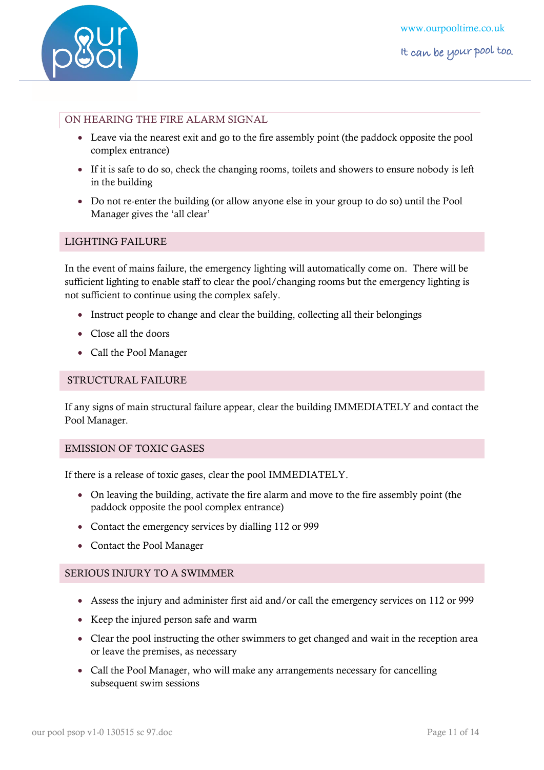## ON HEARING THE FIRE ALARM SIGNAL

- Leave via the nearest exit and go to the fire assembly point (the paddock opposite the pool complex entrance)
- If it is safe to do so, check the changing rooms, toilets and showers to ensure nobody is left in the building
- Do not re-enter the building (or allow anyone else in your group to do so) until the Pool Manager gives the 'all clear'

## LIGHTING FAILURE

In the event of mains failure, the emergency lighting will automatically come on. There will be sufficient lighting to enable staff to clear the pool/changing rooms but the emergency lighting is not sufficient to continue using the complex safely.

- Instruct people to change and clear the building, collecting all their belongings
- Close all the doors
- Call the Pool Manager

## STRUCTURAL FAILURE

If any signs of main structural failure appear, clear the building IMMEDIATELY and contact the Pool Manager.

## EMISSION OF TOXIC GASES

If there is a release of toxic gases, clear the pool IMMEDIATELY.

- On leaving the building, activate the fire alarm and move to the fire assembly point (the paddock opposite the pool complex entrance)
- Contact the emergency services by dialling 112 or 999
- Contact the Pool Manager

## SERIOUS INJURY TO A SWIMMER

- Assess the injury and administer first aid and/or call the emergency services on 112 or 999
- Keep the injured person safe and warm
- Clear the pool instructing the other swimmers to get changed and wait in the reception area or leave the premises, as necessary
- Call the Pool Manager, who will make any arrangements necessary for cancelling subsequent swim sessions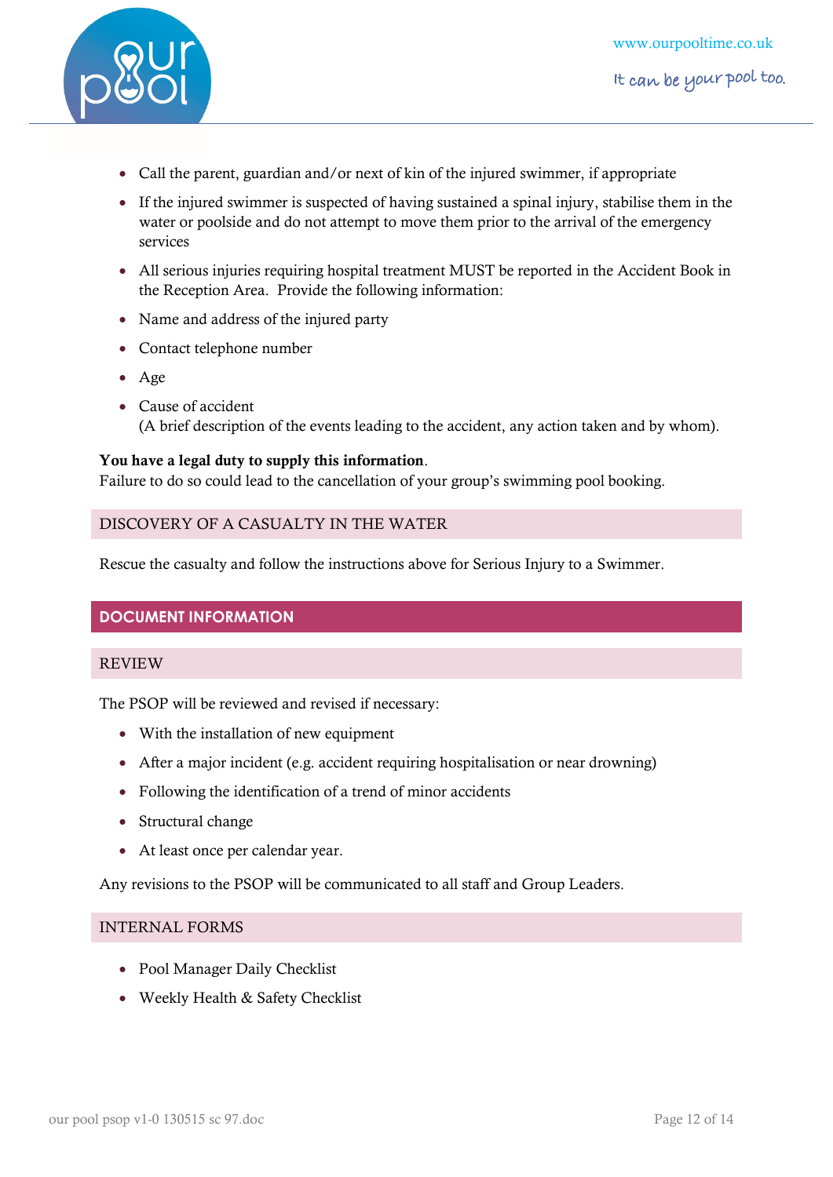- Call the parent, guardian and/or next of kin of the injured swimmer, if appropriate
- If the injured swimmer is suspected of having sustained a spinal injury, stabilise them in the water or poolside and do not attempt to move them prior to the arrival of the emergency services
- All serious injuries requiring hospital treatment MUST be reported in the Accident Book in the Reception Area. Provide the following information:
- Name and address of the injured party
- Contact telephone number
- Age
- Cause of accident
  (A brief description of the events leading to the accident, any action taken and by whom).

**You have a legal duty to supply this information**.
Failure to do so could lead to the cancellation of your group's swimming pool booking.

### DISCOVERY OF A CASUALTY IN THE WATER

Rescue the casualty and follow the instructions above for Serious Injury to a Swimmer.

## DOCUMENT INFORMATION

### REVIEW

The PSOP will be reviewed and revised if necessary:

- With the installation of new equipment
- After a major incident (e.g. accident requiring hospitalisation or near drowning)
- Following the identification of a trend of minor accidents
- Structural change
- At least once per calendar year.

Any revisions to the PSOP will be communicated to all staff and Group Leaders.

### INTERNAL FORMS

- Pool Manager Daily Checklist
- Weekly Health & Safety Checklist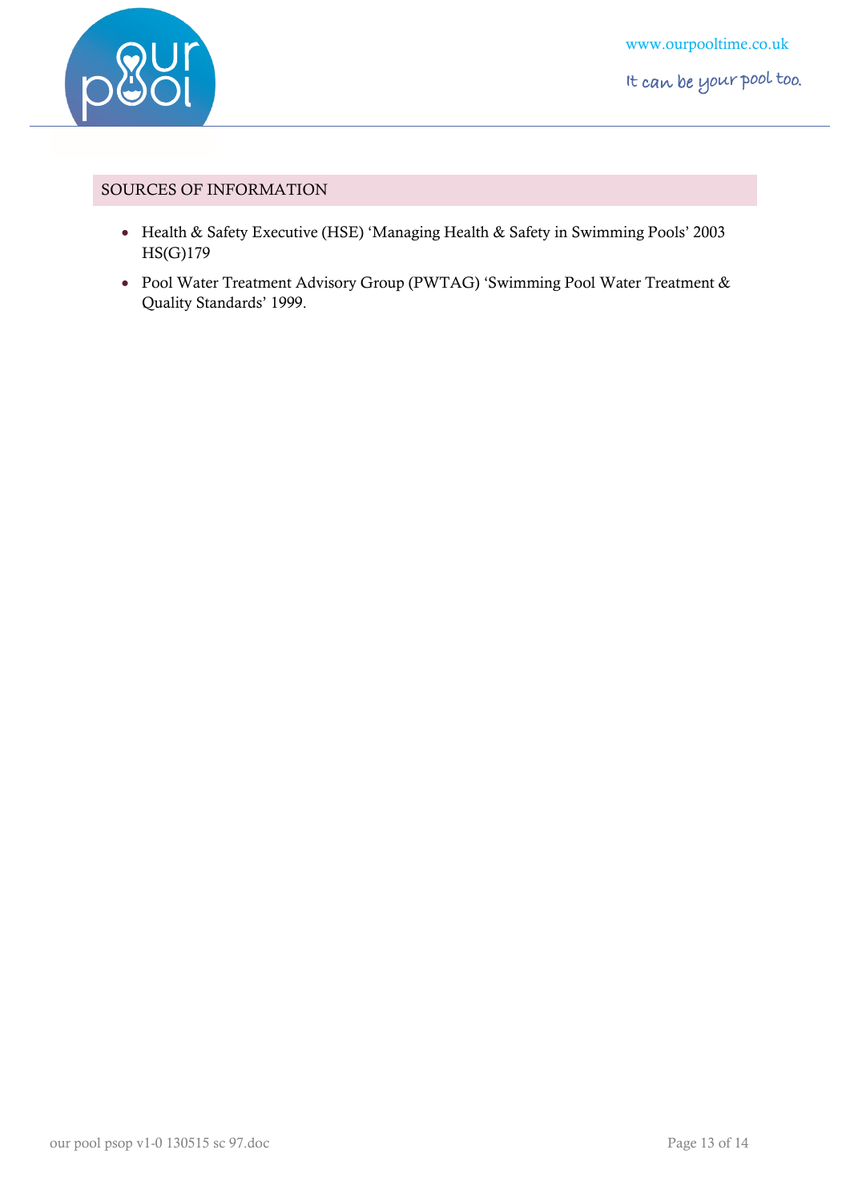## SOURCES OF INFORMATION

- Health & Safety Executive (HSE) 'Managing Health & Safety in Swimming Pools' 2003 HS(G)179
- Pool Water Treatment Advisory Group (PWTAG) 'Swimming Pool Water Treatment & Quality Standards' 1999.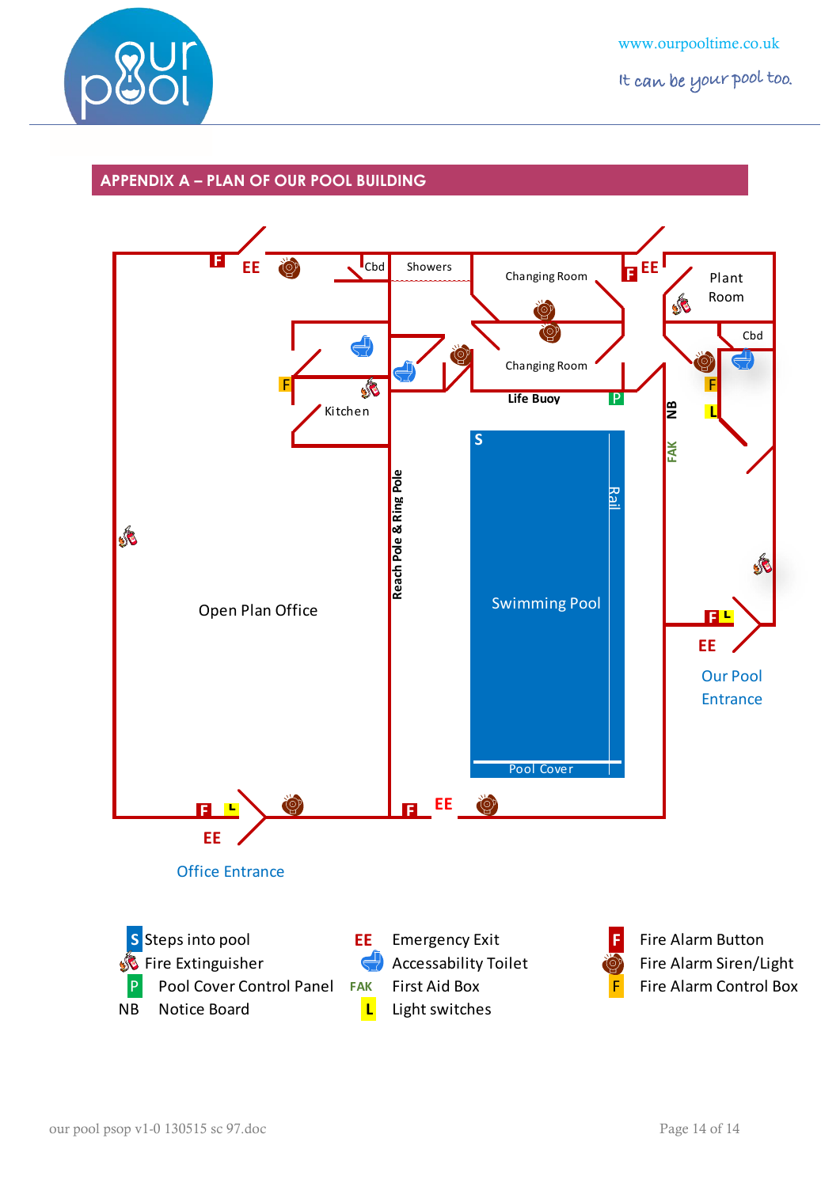www.ourpooltime.co.uk

It can be your pool too.

## APPENDIX A – PLAN OF OUR POOL BUILDING

F
EE
Cbd
Showers
Changing Room
F EE
Plant Room
Cbd
Changing Room
F
Kitchen
Life Buoy
P
NB
F
L
FAK
S
Rail
Reach Pole & Ring Pole
Open Plan Office
Swimming Pool
F L
EE
Our Pool Entrance
Pool Cover
F L
EE
F
EE
Office Entrance

S Steps into pool
Fire Extinguisher
P Pool Cover Control Panel
NB Notice Board
EE Emergency Exit
Accessability Toilet
FAK First Aid Box
L Light switches
F Fire Alarm Button
Fire Alarm Siren/Light
F Fire Alarm Control Box

our pool psop v1-0 130515 sc 97.doc